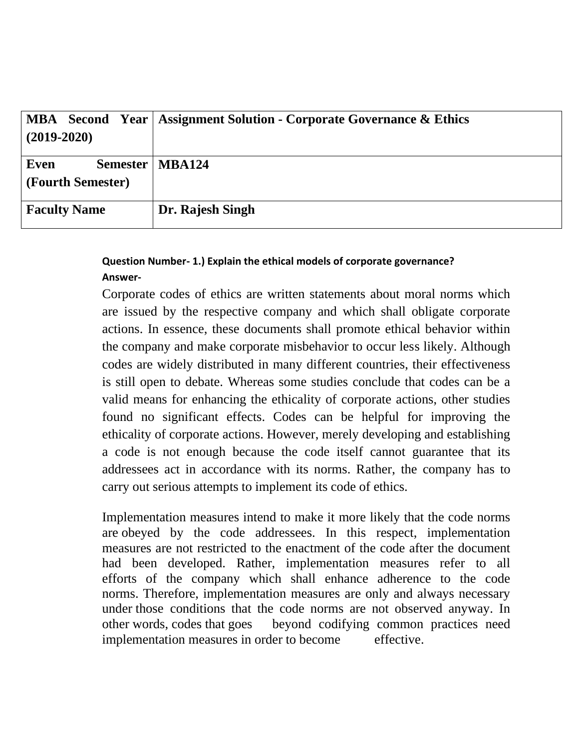| MBA Second Year (2019-2020) | Assignment Solution - Corporate Governance & Ethics |
|---|---|
| Even Semester (Fourth Semester) | MBA124 |
| Faculty Name | Dr. Rajesh Singh |

**Question Number- 1.) Explain the ethical models of corporate governance?**

**Answer-**

Corporate codes of ethics are written statements about moral norms which are issued by the respective company and which shall obligate corporate actions. In essence, these documents shall promote ethical behavior within the company and make corporate misbehavior to occur less likely. Although codes are widely distributed in many different countries, their effectiveness is still open to debate. Whereas some studies conclude that codes can be a valid means for enhancing the ethicality of corporate actions, other studies found no significant effects. Codes can be helpful for improving the ethicality of corporate actions. However, merely developing and establishing a code is not enough because the code itself cannot guarantee that its addressees act in accordance with its norms. Rather, the company has to carry out serious attempts to implement its code of ethics.

Implementation measures intend to make it more likely that the code norms are obeyed by the code addressees. In this respect, implementation measures are not restricted to the enactment of the code after the document had been developed. Rather, implementation measures refer to all efforts of the company which shall enhance adherence to the code norms. Therefore, implementation measures are only and always necessary under those conditions that the code norms are not observed anyway. In other words, codes that goes beyond codifying common practices need implementation measures in order to become effective.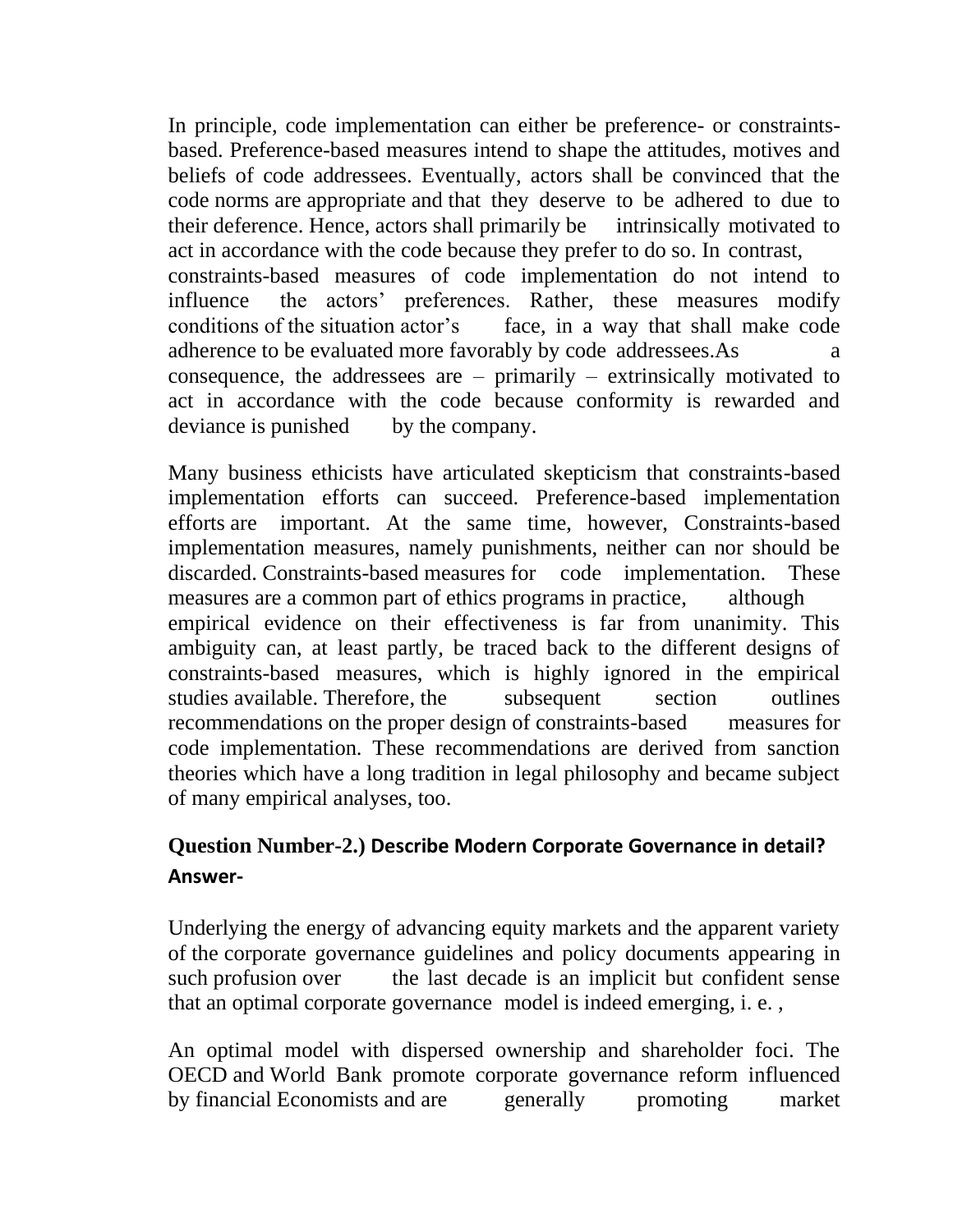In principle, code implementation can either be preference- or constraints-based. Preference-based measures intend to shape the attitudes, motives and beliefs of code addressees. Eventually, actors shall be convinced that the code norms are appropriate and that they deserve to be adhered to due to their deference. Hence, actors shall primarily be intrinsically motivated to act in accordance with the code because they prefer to do so. In contrast, constraints-based measures of code implementation do not intend to influence the actors' preferences. Rather, these measures modify conditions of the situation actor's face, in a way that shall make code adherence to be evaluated more favorably by code addressees.As a consequence, the addressees are – primarily – extrinsically motivated to act in accordance with the code because conformity is rewarded and deviance is punished by the company.

Many business ethicists have articulated skepticism that constraints-based implementation efforts can succeed. Preference-based implementation efforts are important. At the same time, however, Constraints-based implementation measures, namely punishments, neither can nor should be discarded. Constraints-based measures for code implementation. These measures are a common part of ethics programs in practice, although empirical evidence on their effectiveness is far from unanimity. This ambiguity can, at least partly, be traced back to the different designs of constraints-based measures, which is highly ignored in the empirical studies available. Therefore, the subsequent section outlines recommendations on the proper design of constraints-based measures for code implementation. These recommendations are derived from sanction theories which have a long tradition in legal philosophy and became subject of many empirical analyses, too.

**Question Number-2.) Describe Modern Corporate Governance in detail?**

**Answer-**

Underlying the energy of advancing equity markets and the apparent variety of the corporate governance guidelines and policy documents appearing in such profusion over the last decade is an implicit but confident sense that an optimal corporate governance model is indeed emerging, i. e. ,

An optimal model with dispersed ownership and shareholder foci. The OECD and World Bank promote corporate governance reform influenced by financial Economists and are generally promoting market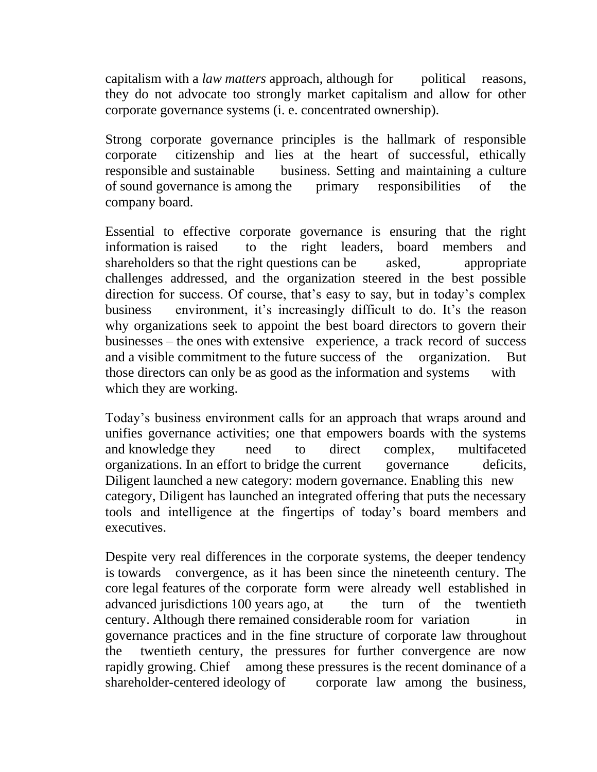capitalism with a *law matters* approach, although for political reasons, they do not advocate too strongly market capitalism and allow for other corporate governance systems (i. e. concentrated ownership).

Strong corporate governance principles is the hallmark of responsible corporate citizenship and lies at the heart of successful, ethically responsible and sustainable business. Setting and maintaining a culture of sound governance is among the primary responsibilities of the company board.

Essential to effective corporate governance is ensuring that the right information is raised to the right leaders, board members and shareholders so that the right questions can be asked, appropriate challenges addressed, and the organization steered in the best possible direction for success. Of course, that's easy to say, but in today's complex business environment, it's increasingly difficult to do. It's the reason why organizations seek to appoint the best board directors to govern their businesses – the ones with extensive experience, a track record of success and a visible commitment to the future success of the organization. But those directors can only be as good as the information and systems with which they are working.

Today's business environment calls for an approach that wraps around and unifies governance activities; one that empowers boards with the systems and knowledge they need to direct complex, multifaceted organizations. In an effort to bridge the current governance deficits, Diligent launched a new category: modern governance. Enabling this new category, Diligent has launched an integrated offering that puts the necessary tools and intelligence at the fingertips of today's board members and executives.

Despite very real differences in the corporate systems, the deeper tendency is towards convergence, as it has been since the nineteenth century. The core legal features of the corporate form were already well established in advanced jurisdictions 100 years ago, at the turn of the twentieth century. Although there remained considerable room for variation in governance practices and in the fine structure of corporate law throughout the twentieth century, the pressures for further convergence are now rapidly growing. Chief among these pressures is the recent dominance of a shareholder-centered ideology of corporate law among the business,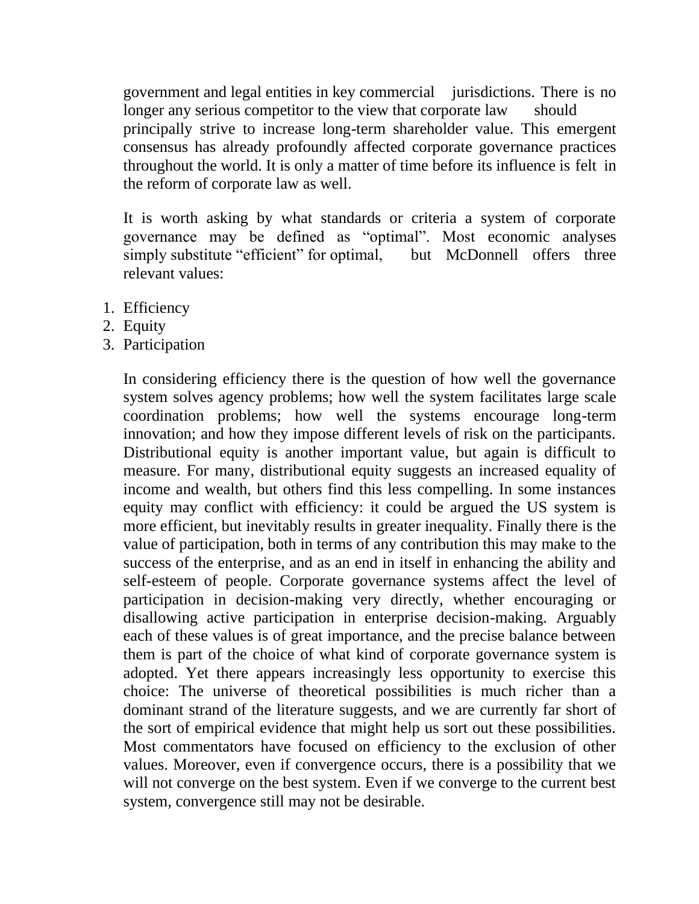government and legal entities in key commercial jurisdictions. There is no longer any serious competitor to the view that corporate law should principally strive to increase long-term shareholder value. This emergent consensus has already profoundly affected corporate governance practices throughout the world. It is only a matter of time before its influence is felt in the reform of corporate law as well.

It is worth asking by what standards or criteria a system of corporate governance may be defined as "optimal". Most economic analyses simply substitute "efficient" for optimal, but McDonnell offers three relevant values:

1. Efficiency
2. Equity
3. Participation

In considering efficiency there is the question of how well the governance system solves agency problems; how well the system facilitates large scale coordination problems; how well the systems encourage long-term innovation; and how they impose different levels of risk on the participants. Distributional equity is another important value, but again is difficult to measure. For many, distributional equity suggests an increased equality of income and wealth, but others find this less compelling. In some instances equity may conflict with efficiency: it could be argued the US system is more efficient, but inevitably results in greater inequality. Finally there is the value of participation, both in terms of any contribution this may make to the success of the enterprise, and as an end in itself in enhancing the ability and self-esteem of people. Corporate governance systems affect the level of participation in decision-making very directly, whether encouraging or disallowing active participation in enterprise decision-making. Arguably each of these values is of great importance, and the precise balance between them is part of the choice of what kind of corporate governance system is adopted. Yet there appears increasingly less opportunity to exercise this choice: The universe of theoretical possibilities is much richer than a dominant strand of the literature suggests, and we are currently far short of the sort of empirical evidence that might help us sort out these possibilities. Most commentators have focused on efficiency to the exclusion of other values. Moreover, even if convergence occurs, there is a possibility that we will not converge on the best system. Even if we converge to the current best system, convergence still may not be desirable.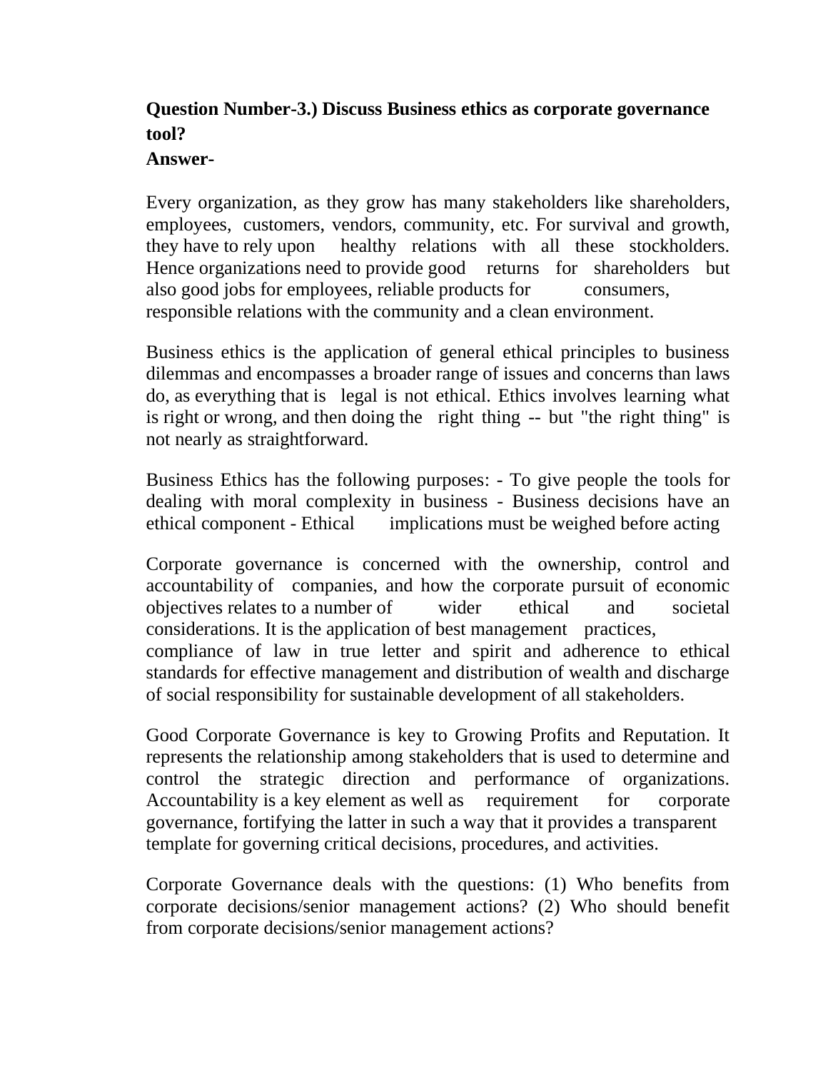**Question Number-3.) Discuss Business ethics as corporate governance tool?**

**Answer-**

Every organization, as they grow has many stakeholders like shareholders, employees, customers, vendors, community, etc. For survival and growth, they have to rely upon healthy relations with all these stockholders. Hence organizations need to provide good returns for shareholders but also good jobs for employees, reliable products for consumers, responsible relations with the community and a clean environment.

Business ethics is the application of general ethical principles to business dilemmas and encompasses a broader range of issues and concerns than laws do, as everything that is legal is not ethical. Ethics involves learning what is right or wrong, and then doing the right thing -- but "the right thing" is not nearly as straightforward.

Business Ethics has the following purposes: - To give people the tools for dealing with moral complexity in business - Business decisions have an ethical component - Ethical implications must be weighed before acting

Corporate governance is concerned with the ownership, control and accountability of companies, and how the corporate pursuit of economic objectives relates to a number of wider ethical and societal considerations. It is the application of best management practices, compliance of law in true letter and spirit and adherence to ethical standards for effective management and distribution of wealth and discharge of social responsibility for sustainable development of all stakeholders.

Good Corporate Governance is key to Growing Profits and Reputation. It represents the relationship among stakeholders that is used to determine and control the strategic direction and performance of organizations. Accountability is a key element as well as requirement for corporate governance, fortifying the latter in such a way that it provides a transparent template for governing critical decisions, procedures, and activities.

Corporate Governance deals with the questions: (1) Who benefits from corporate decisions/senior management actions? (2) Who should benefit from corporate decisions/senior management actions?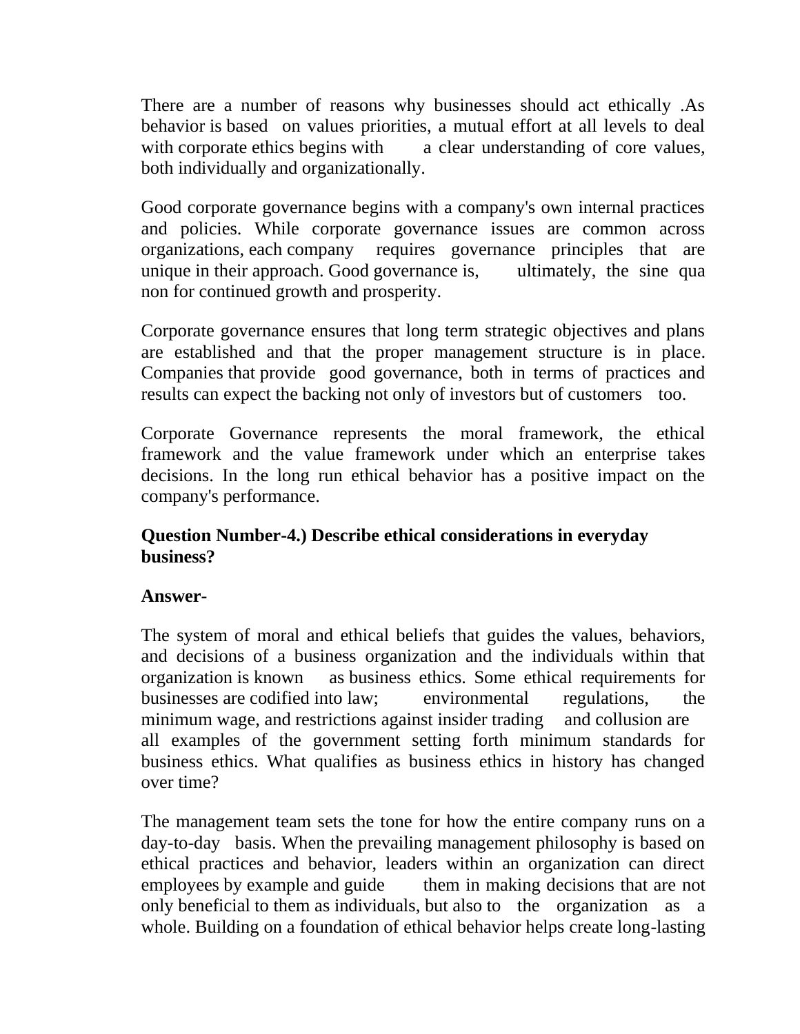There are a number of reasons why businesses should act ethically .As behavior is based on values priorities, a mutual effort at all levels to deal with corporate ethics begins with a clear understanding of core values, both individually and organizationally.

Good corporate governance begins with a company's own internal practices and policies. While corporate governance issues are common across organizations, each company requires governance principles that are unique in their approach. Good governance is, ultimately, the sine qua non for continued growth and prosperity.

Corporate governance ensures that long term strategic objectives and plans are established and that the proper management structure is in place. Companies that provide good governance, both in terms of practices and results can expect the backing not only of investors but of customers too.

Corporate Governance represents the moral framework, the ethical framework and the value framework under which an enterprise takes decisions. In the long run ethical behavior has a positive impact on the company's performance.

**Question Number-4.) Describe ethical considerations in everyday business?**

**Answer-**

The system of moral and ethical beliefs that guides the values, behaviors, and decisions of a business organization and the individuals within that organization is known as business ethics. Some ethical requirements for businesses are codified into law; environmental regulations, the minimum wage, and restrictions against insider trading and collusion are all examples of the government setting forth minimum standards for business ethics. What qualifies as business ethics in history has changed over time?

The management team sets the tone for how the entire company runs on a day-to-day basis. When the prevailing management philosophy is based on ethical practices and behavior, leaders within an organization can direct employees by example and guide them in making decisions that are not only beneficial to them as individuals, but also to the organization as a whole. Building on a foundation of ethical behavior helps create long-lasting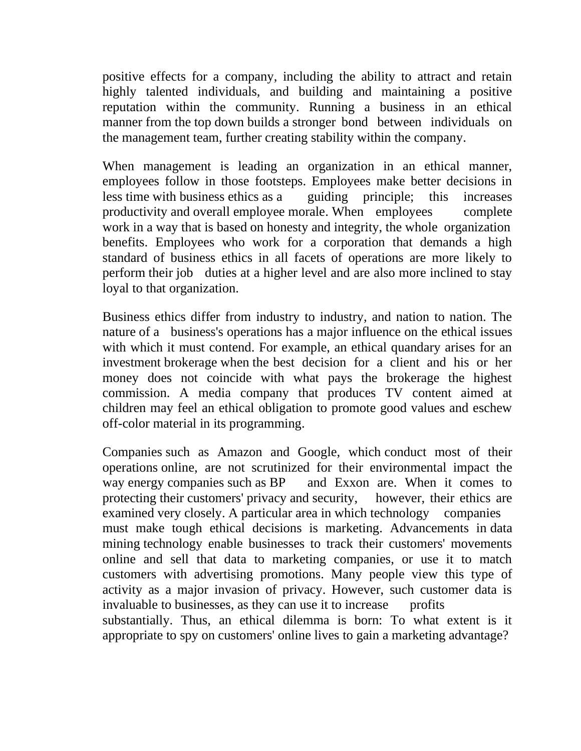positive effects for a company, including the ability to attract and retain highly talented individuals, and building and maintaining a positive reputation within the community. Running a business in an ethical manner from the top down builds a stronger bond between individuals on the management team, further creating stability within the company.

When management is leading an organization in an ethical manner, employees follow in those footsteps. Employees make better decisions in less time with business ethics as a guiding principle; this increases productivity and overall employee morale. When employees complete work in a way that is based on honesty and integrity, the whole organization benefits. Employees who work for a corporation that demands a high standard of business ethics in all facets of operations are more likely to perform their job duties at a higher level and are also more inclined to stay loyal to that organization.

Business ethics differ from industry to industry, and nation to nation. The nature of a business's operations has a major influence on the ethical issues with which it must contend. For example, an ethical quandary arises for an investment brokerage when the best decision for a client and his or her money does not coincide with what pays the brokerage the highest commission. A media company that produces TV content aimed at children may feel an ethical obligation to promote good values and eschew off-color material in its programming.

Companies such as Amazon and Google, which conduct most of their operations online, are not scrutinized for their environmental impact the way energy companies such as BP and Exxon are. When it comes to protecting their customers' privacy and security, however, their ethics are examined very closely. A particular area in which technology companies must make tough ethical decisions is marketing. Advancements in data mining technology enable businesses to track their customers' movements online and sell that data to marketing companies, or use it to match customers with advertising promotions. Many people view this type of activity as a major invasion of privacy. However, such customer data is invaluable to businesses, as they can use it to increase profits substantially. Thus, an ethical dilemma is born: To what extent is it appropriate to spy on customers' online lives to gain a marketing advantage?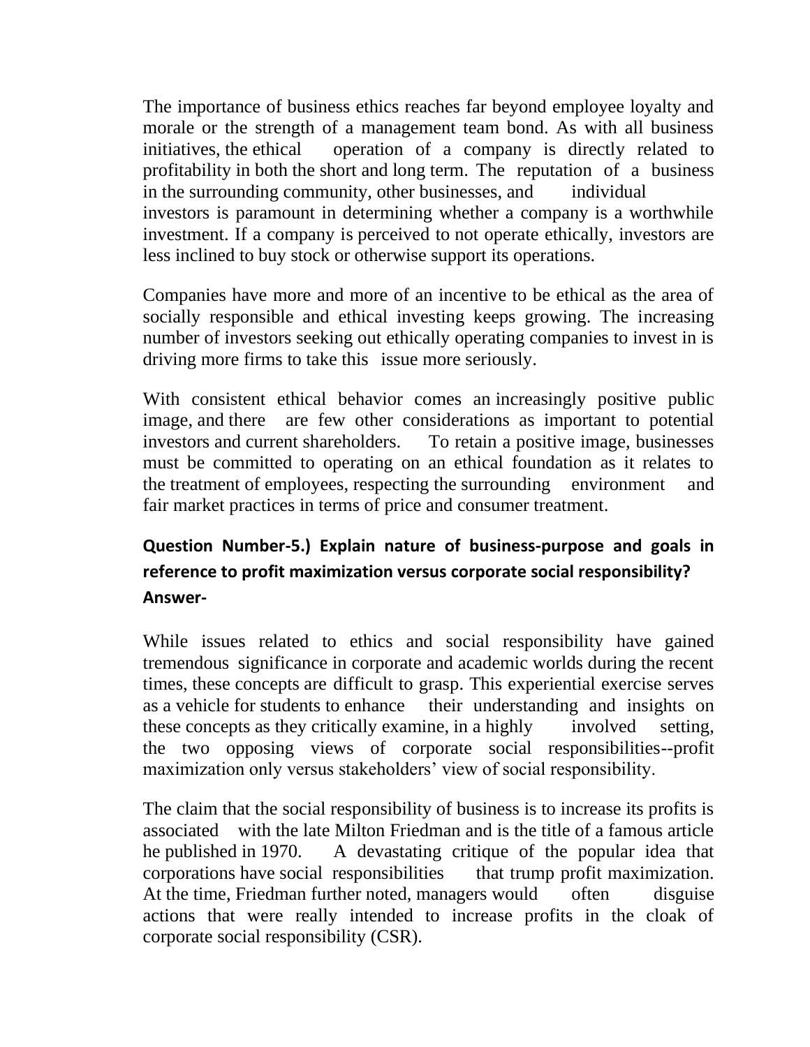The importance of business ethics reaches far beyond employee loyalty and morale or the strength of a management team bond. As with all business initiatives, the ethical operation of a company is directly related to profitability in both the short and long term. The reputation of a business in the surrounding community, other businesses, and individual investors is paramount in determining whether a company is a worthwhile investment. If a company is perceived to not operate ethically, investors are less inclined to buy stock or otherwise support its operations.

Companies have more and more of an incentive to be ethical as the area of socially responsible and ethical investing keeps growing. The increasing number of investors seeking out ethically operating companies to invest in is driving more firms to take this issue more seriously.

With consistent ethical behavior comes an increasingly positive public image, and there are few other considerations as important to potential investors and current shareholders. To retain a positive image, businesses must be committed to operating on an ethical foundation as it relates to the treatment of employees, respecting the surrounding environment and fair market practices in terms of price and consumer treatment.

**Question Number-5.) Explain nature of business-purpose and goals in reference to profit maximization versus corporate social responsibility?**

**Answer-**

While issues related to ethics and social responsibility have gained tremendous significance in corporate and academic worlds during the recent times, these concepts are difficult to grasp. This experiential exercise serves as a vehicle for students to enhance their understanding and insights on these concepts as they critically examine, in a highly involved setting, the two opposing views of corporate social responsibilities--profit maximization only versus stakeholders' view of social responsibility.

The claim that the social responsibility of business is to increase its profits is associated with the late Milton Friedman and is the title of a famous article he published in 1970. A devastating critique of the popular idea that corporations have social responsibilities that trump profit maximization. At the time, Friedman further noted, managers would often disguise actions that were really intended to increase profits in the cloak of corporate social responsibility (CSR).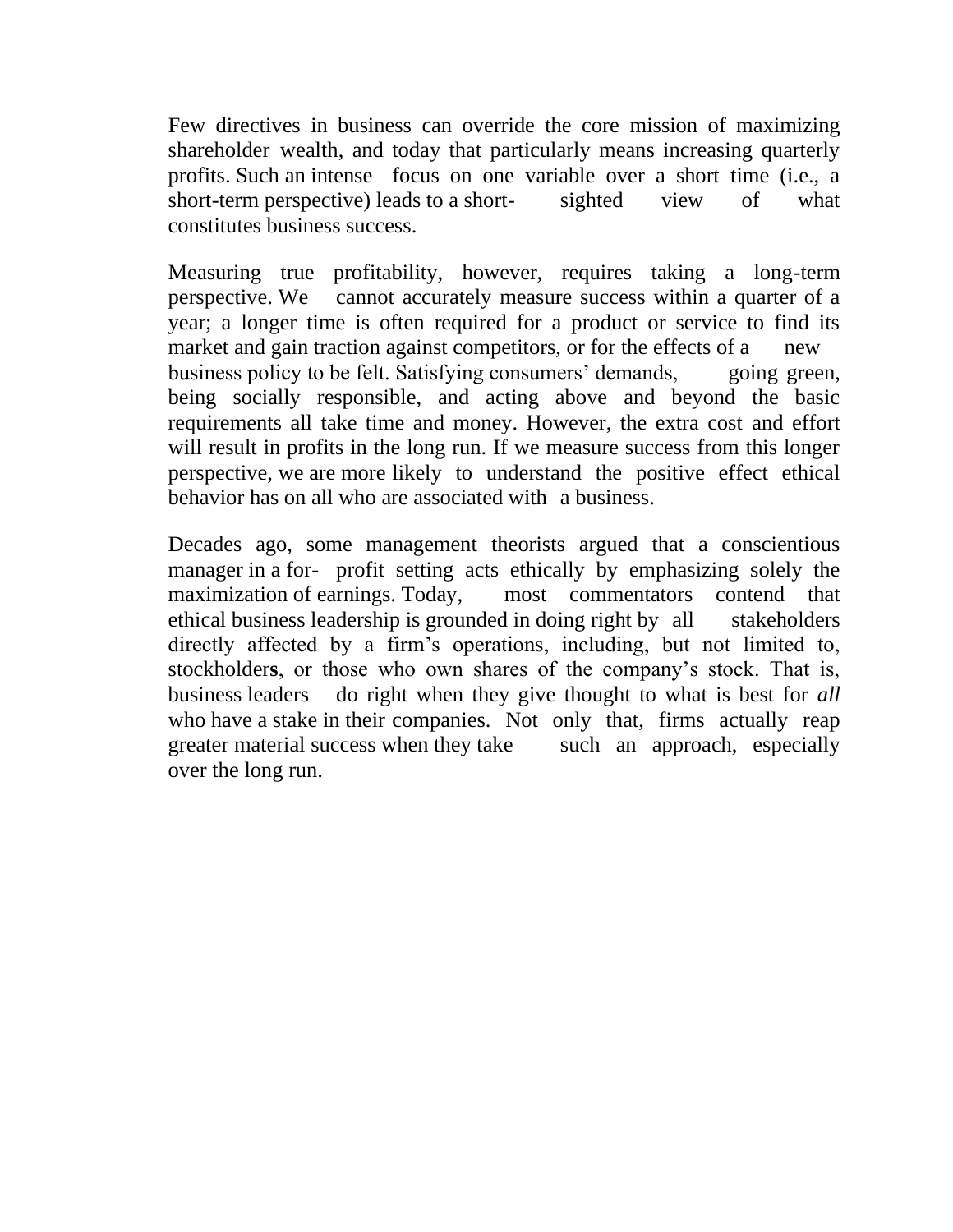Few directives in business can override the core mission of maximizing shareholder wealth, and today that particularly means increasing quarterly profits. Such an intense focus on one variable over a short time (i.e., a short-term perspective) leads to a short-sighted view of what constitutes business success.

Measuring true profitability, however, requires taking a long-term perspective. We cannot accurately measure success within a quarter of a year; a longer time is often required for a product or service to find its market and gain traction against competitors, or for the effects of a new business policy to be felt. Satisfying consumers' demands, going green, being socially responsible, and acting above and beyond the basic requirements all take time and money. However, the extra cost and effort will result in profits in the long run. If we measure success from this longer perspective, we are more likely to understand the positive effect ethical behavior has on all who are associated with a business.

Decades ago, some management theorists argued that a conscientious manager in a for-profit setting acts ethically by emphasizing solely the maximization of earnings. Today, most commentators contend that ethical business leadership is grounded in doing right by all stakeholders directly affected by a firm's operations, including, but not limited to, stockholder**s**, or those who own shares of the company's stock. That is, business leaders do right when they give thought to what is best for *all* who have a stake in their companies. Not only that, firms actually reap greater material success when they take such an approach, especially over the long run.